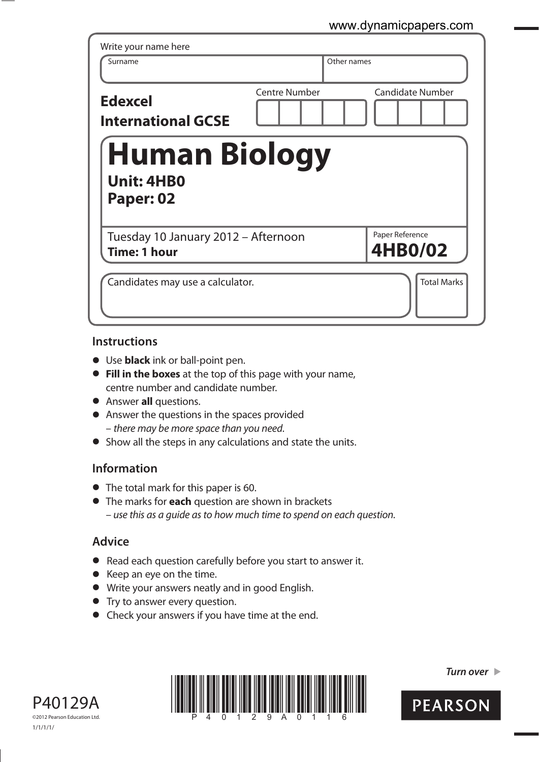Write your name here

| Surname | Other names |
|---|---|
| | |

**Edexcel International GCSE**

| Centre Number | Candidate Number |
|---|---|
| | |

# Human Biology

**Unit: 4HB0**
**Paper: 02**

Tuesday 10 January 2012 – Afternoon
**Time: 1 hour**

Paper Reference **4HB0/02**

Candidates may use a calculator.

Total Marks

## Instructions

- Use **black** ink or ball-point pen.
- **Fill in the boxes** at the top of this page with your name, centre number and candidate number.
- Answer **all** questions.
- Answer the questions in the spaces provided – *there may be more space than you need.*
- Show all the steps in any calculations and state the units.

## Information

- The total mark for this paper is 60.
- The marks for **each** question are shown in brackets – *use this as a guide as to how much time to spend on each question.*

## Advice

- Read each question carefully before you start to answer it.
- Keep an eye on the time.
- Write your answers neatly and in good English.
- Try to answer every question.
- Check your answers if you have time at the end.

*Turn over*

P40129A
©2012 Pearson Education Ltd.
1/1/1/1/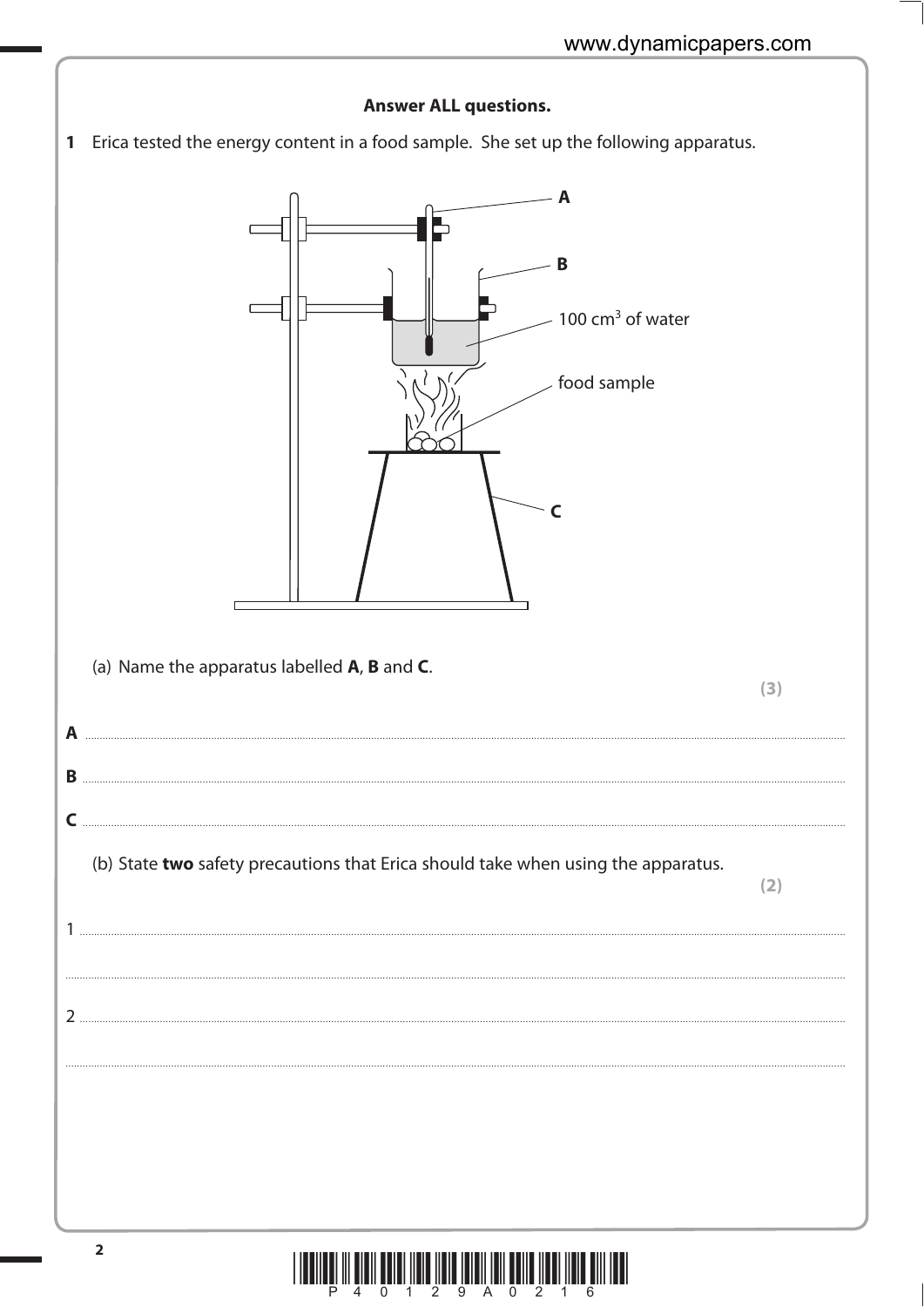**Answer ALL questions.**

**1** Erica tested the energy content in a food sample. She set up the following apparatus.

A

B

100 $cm^3$ of water

food sample

C

(a) Name the apparatus labelled **A**, **B** and **C**.

**(3)**

**A** ..............................................................................................................................

**B** ..............................................................................................................................

**C** ..............................................................................................................................

(b) State **two** safety precautions that Erica should take when using the apparatus.

**(2)**

1 ..............................................................................................................................

..............................................................................................................................

2 ..............................................................................................................................

..............................................................................................................................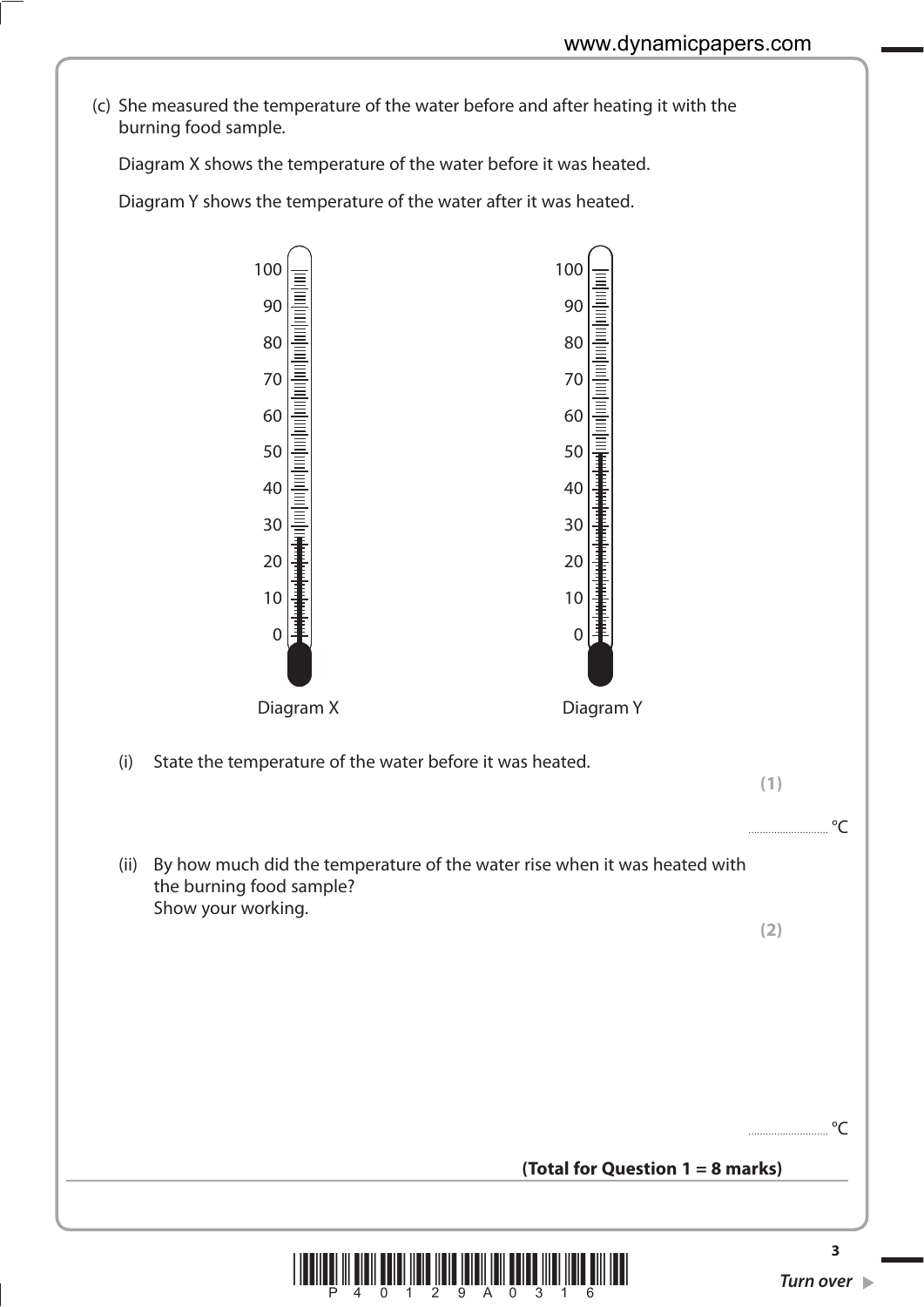(c) She measured the temperature of the water before and after heating it with the burning food sample.

Diagram X shows the temperature of the water before it was heated.

Diagram Y shows the temperature of the water after it was heated.

100
90
80
70
60
50
40
30
20
10
0

Diagram X

100
90
80
70
60
50
40
30
20
10
0

Diagram Y

(i) State the temperature of the water before it was heated.

**(1)**

.............................. °C

(ii) By how much did the temperature of the water rise when it was heated with the burning food sample?
Show your working.

**(2)**

.............................. °C

**(Total for Question 1 = 8 marks)**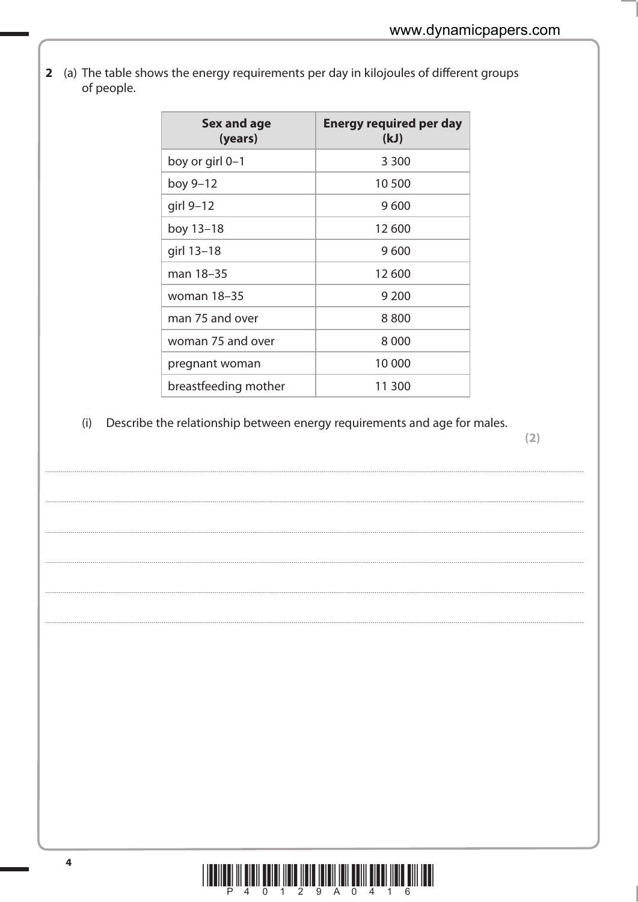**2** (a) The table shows the energy requirements per day in kilojoules of different groups of people.

| Sex and age (years) | Energy required per day (kJ) |
|---|---|
| boy or girl 0–1 | 3 300 |
| boy 9–12 | 10 500 |
| girl 9–12 | 9 600 |
| boy 13–18 | 12 600 |
| girl 13–18 | 9 600 |
| man 18–35 | 12 600 |
| woman 18–35 | 9 200 |
| man 75 and over | 8 800 |
| woman 75 and over | 8 000 |
| pregnant woman | 10 000 |
| breastfeeding mother | 11 300 |

(i) Describe the relationship between energy requirements and age for males.

**(2)**

........................................................................................................................................................................................................

........................................................................................................................................................................................................

........................................................................................................................................................................................................

........................................................................................................................................................................................................

........................................................................................................................................................................................................

........................................................................................................................................................................................................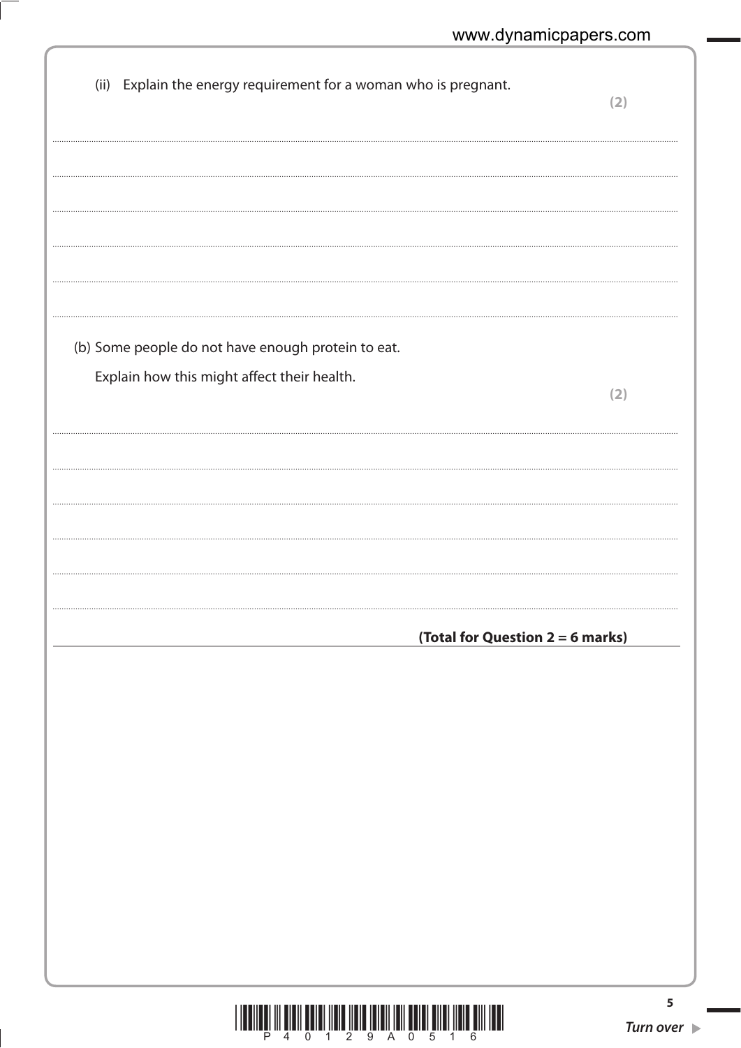(ii) Explain the energy requirement for a woman who is pregnant.

**(2)**

.......................................................................................................................................................................................

.......................................................................................................................................................................................

.......................................................................................................................................................................................

.......................................................................................................................................................................................

.......................................................................................................................................................................................

.......................................................................................................................................................................................

(b) Some people do not have enough protein to eat.

Explain how this might affect their health.

**(2)**

.......................................................................................................................................................................................

.......................................................................................................................................................................................

.......................................................................................................................................................................................

.......................................................................................................................................................................................

.......................................................................................................................................................................................

.......................................................................................................................................................................................

**(Total for Question 2 = 6 marks)**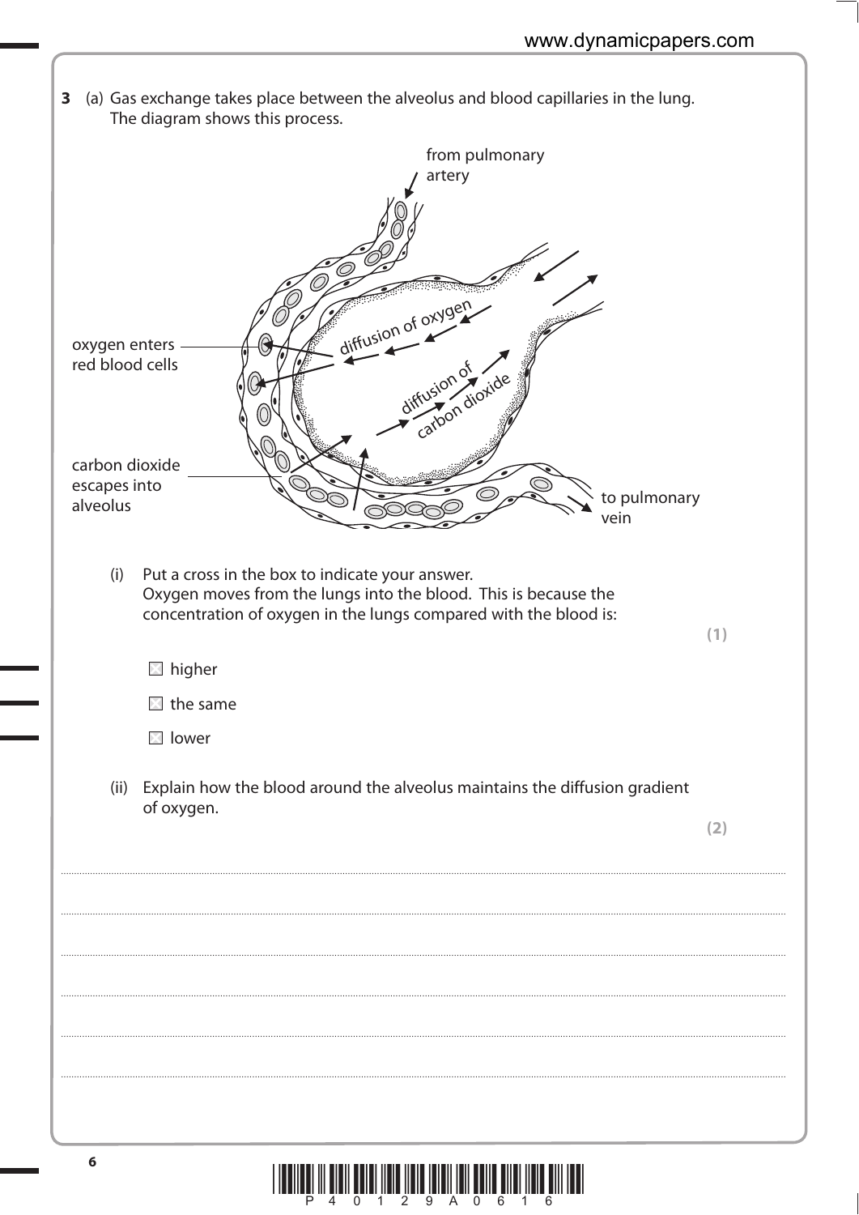**3** (a) Gas exchange takes place between the alveolus and blood capillaries in the lung. The diagram shows this process.

from pulmonary artery

oxygen enters red blood cells

diffusion of oxygen

diffusion of carbon dioxide

carbon dioxide escapes into alveolus

to pulmonary vein

(i) Put a cross in the box to indicate your answer.
Oxygen moves from the lungs into the blood. This is because the concentration of oxygen in the lungs compared with the blood is:

**(1)**

☒ higher

☒ the same

☒ lower

(ii) Explain how the blood around the alveolus maintains the diffusion gradient of oxygen.

**(2)**

.......................................................................................................................................................................................................................

.......................................................................................................................................................................................................................

.......................................................................................................................................................................................................................

.......................................................................................................................................................................................................................

.......................................................................................................................................................................................................................

.......................................................................................................................................................................................................................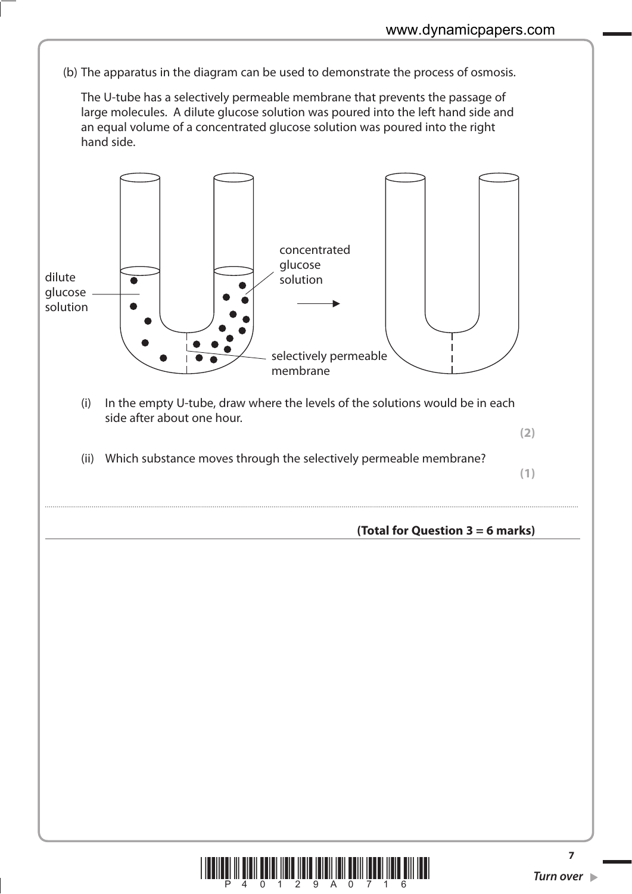(b) The apparatus in the diagram can be used to demonstrate the process of osmosis.

The U-tube has a selectively permeable membrane that prevents the passage of large molecules. A dilute glucose solution was poured into the left hand side and an equal volume of a concentrated glucose solution was poured into the right hand side.

dilute glucose solution

concentrated glucose solution

selectively permeable membrane

(i) In the empty U-tube, draw where the levels of the solutions would be in each side after about one hour.

**(2)**

(ii) Which substance moves through the selectively permeable membrane?

**(1)**

..........................................................................................................................................................................................................................................

**(Total for Question 3 = 6 marks)**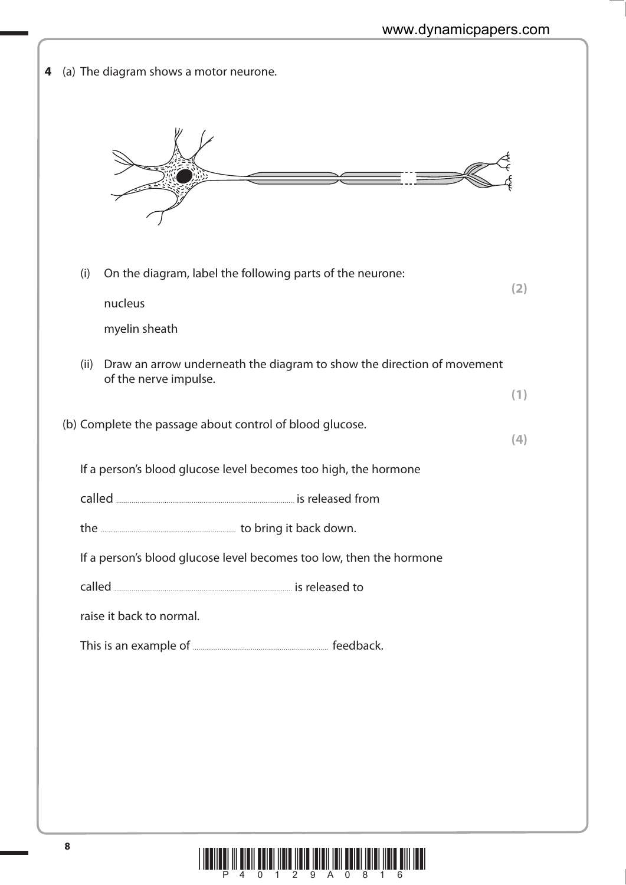**4** (a) The diagram shows a motor neurone.

(i) On the diagram, label the following parts of the neurone: **(2)**

nucleus

myelin sheath

(ii) Draw an arrow underneath the diagram to show the direction of movement of the nerve impulse. **(1)**

(b) Complete the passage about control of blood glucose. **(4)**

If a person's blood glucose level becomes too high, the hormone

called .......................................... is released from

the .......................................... to bring it back down.

If a person's blood glucose level becomes too low, then the hormone

called .......................................... is released to

raise it back to normal.

This is an example of .......................................... feedback.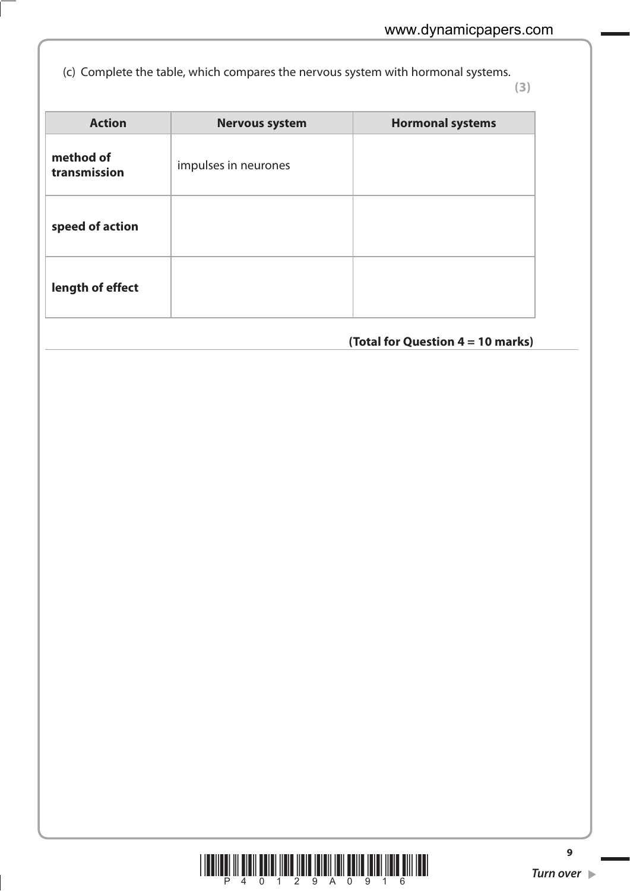(c) Complete the table, which compares the nervous system with hormonal systems.

**(3)**

| Action | Nervous system | Hormonal systems |
| --- | --- | --- |
| **method of transmission** | impulses in neurones | |
| **speed of action** | | |
| **length of effect** | | |

**(Total for Question 4 = 10 marks)**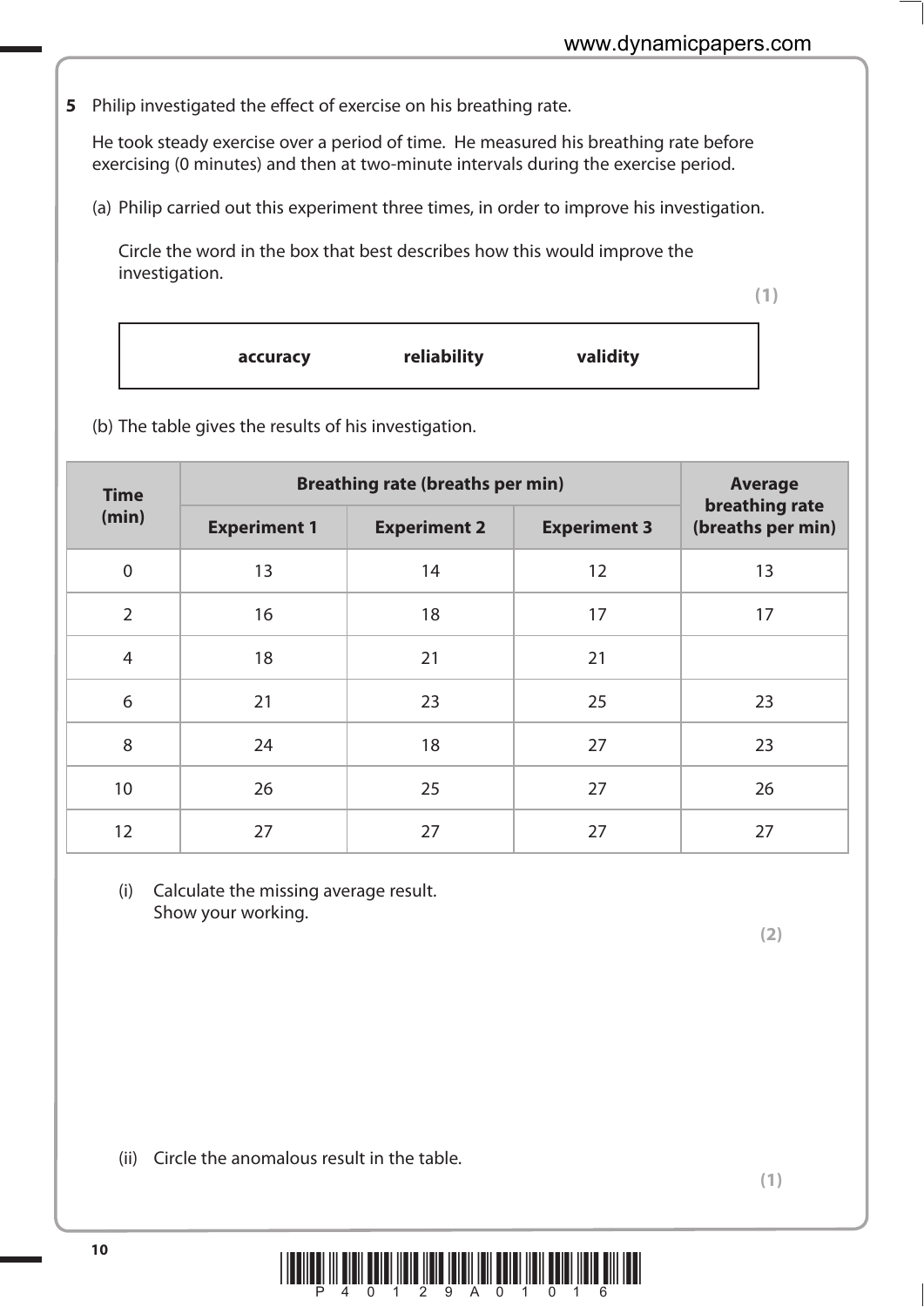**5** Philip investigated the effect of exercise on his breathing rate.

He took steady exercise over a period of time. He measured his breathing rate before exercising (0 minutes) and then at two-minute intervals during the exercise period.

(a) Philip carried out this experiment three times, in order to improve his investigation.

Circle the word in the box that best describes how this would improve the investigation.

**(1)**

| **accuracy** | **reliability** | **validity** |
|---|---|---|

(b) The table gives the results of his investigation.

| **Time (min)** | **Breathing rate (breaths per min)** | | | **Average breathing rate (breaths per min)** |
|---|---|---|---|---|
| | **Experiment 1** | **Experiment 2** | **Experiment 3** | |
| 0 | 13 | 14 | 12 | 13 |
| 2 | 16 | 18 | 17 | 17 |
| 4 | 18 | 21 | 21 | |
| 6 | 21 | 23 | 25 | 23 |
| 8 | 24 | 18 | 27 | 23 |
| 10 | 26 | 25 | 27 | 26 |
| 12 | 27 | 27 | 27 | 27 |

(i) Calculate the missing average result.
Show your working.

**(2)**

(ii) Circle the anomalous result in the table.

**(1)**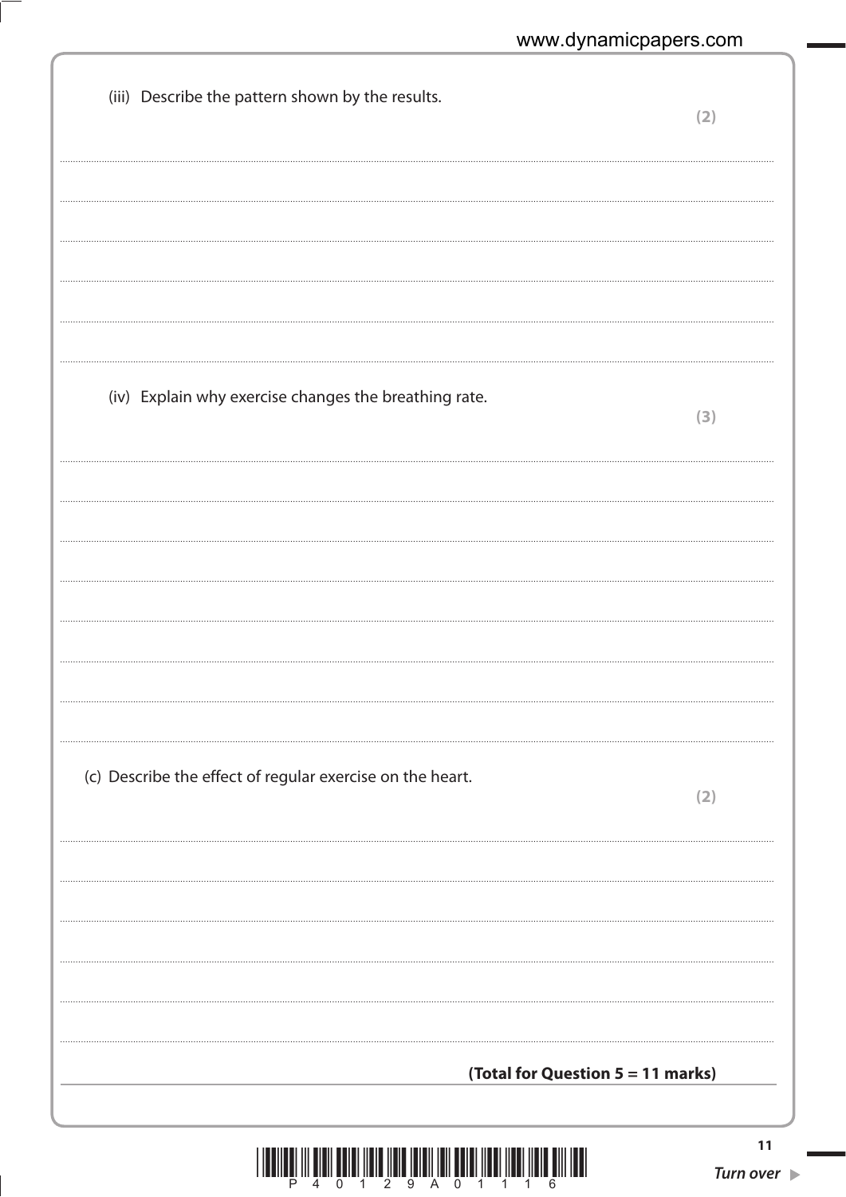(iii) Describe the pattern shown by the results.

**(2)**

..............................................................................................................................................

..............................................................................................................................................

..............................................................................................................................................

..............................................................................................................................................

..............................................................................................................................................

(iv) Explain why exercise changes the breathing rate.

**(3)**

..............................................................................................................................................

..............................................................................................................................................

..............................................................................................................................................

..............................................................................................................................................

..............................................................................................................................................

..............................................................................................................................................

..............................................................................................................................................

(c) Describe the effect of regular exercise on the heart.

**(2)**

..............................................................................................................................................

..............................................................................................................................................

..............................................................................................................................................

..............................................................................................................................................

..............................................................................................................................................

**(Total for Question 5 = 11 marks)**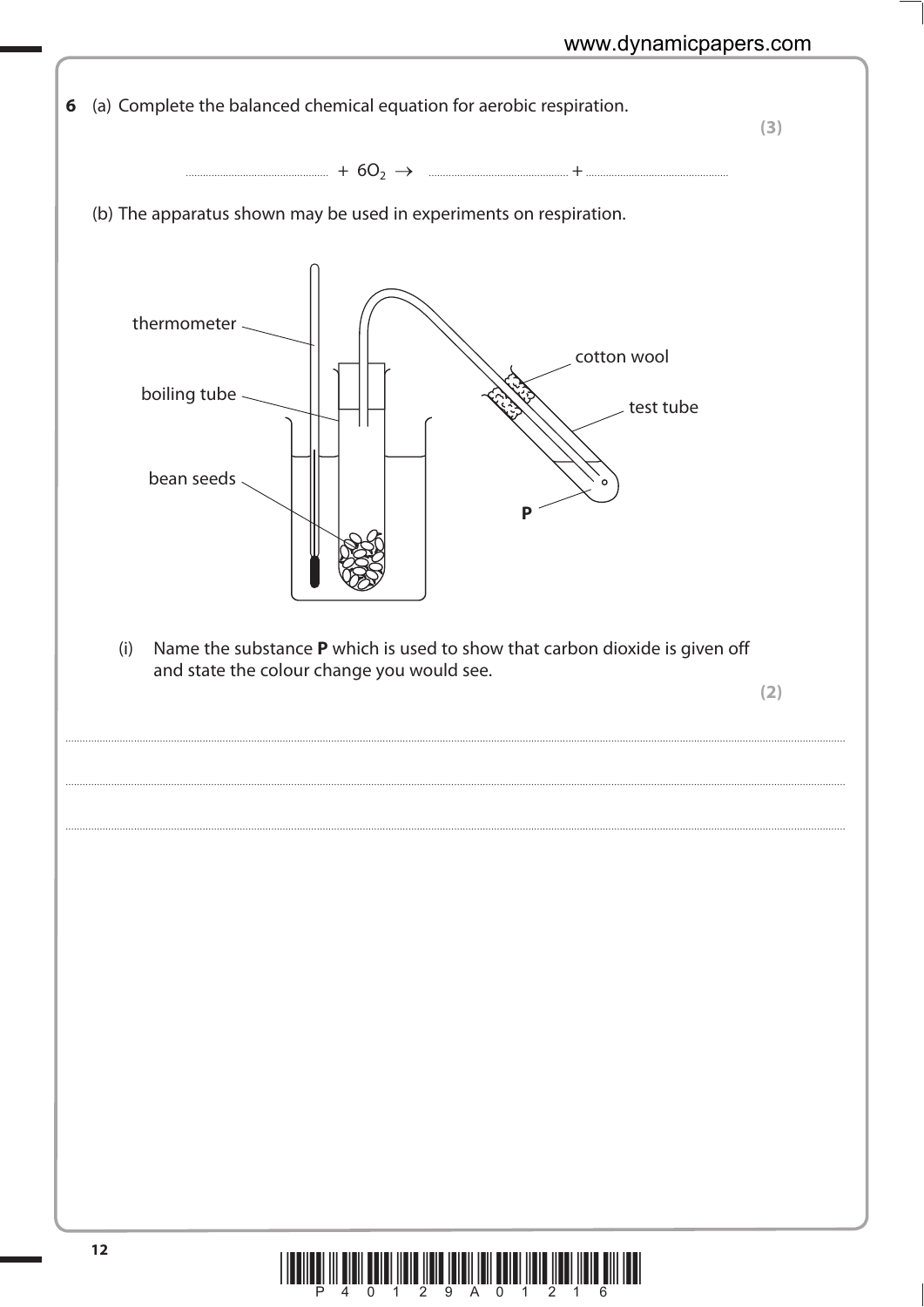**6** (a) Complete the balanced chemical equation for aerobic respiration.

**(3)**

.................................... + $6O_2$ → .................................... + ....................................

(b) The apparatus shown may be used in experiments on respiration.

thermometer

boiling tube

bean seeds

cotton wool

test tube

P

(i) Name the substance **P** which is used to show that carbon dioxide is given off and state the colour change you would see.

**(2)**

..........................................................................................................................................................................................................

..........................................................................................................................................................................................................

..........................................................................................................................................................................................................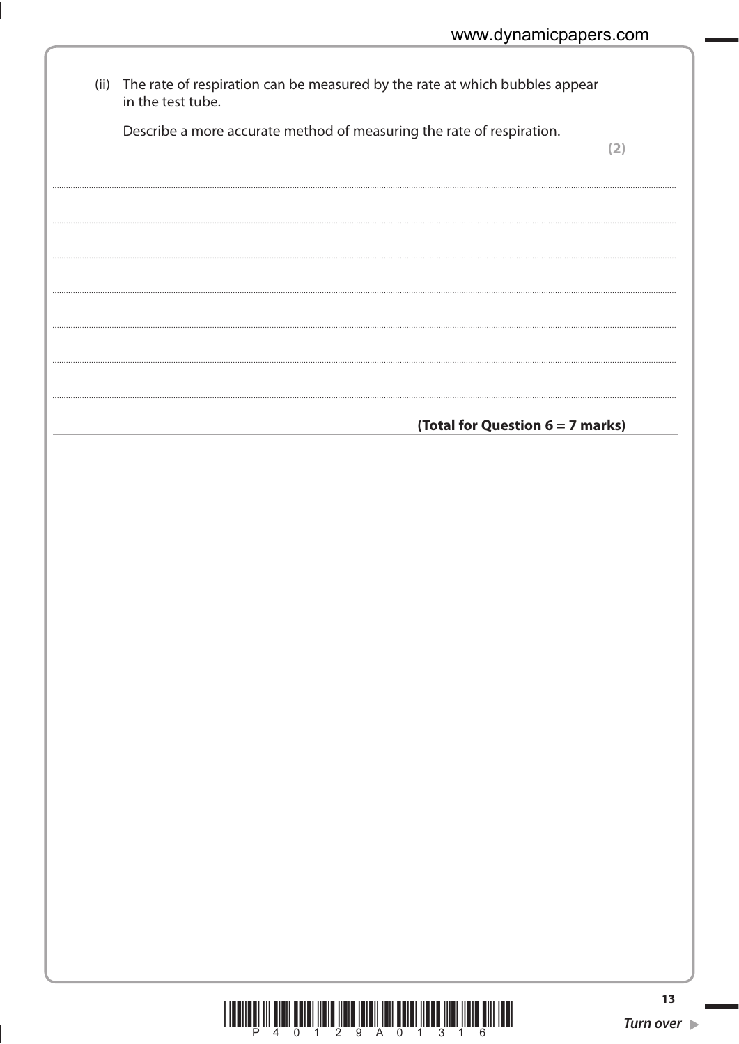(ii) The rate of respiration can be measured by the rate at which bubbles appear in the test tube.

Describe a more accurate method of measuring the rate of respiration.

**(2)**

..............................................................................................................................................

..............................................................................................................................................

..............................................................................................................................................

..............................................................................................................................................

..............................................................................................................................................

..............................................................................................................................................

**(Total for Question 6 = 7 marks)**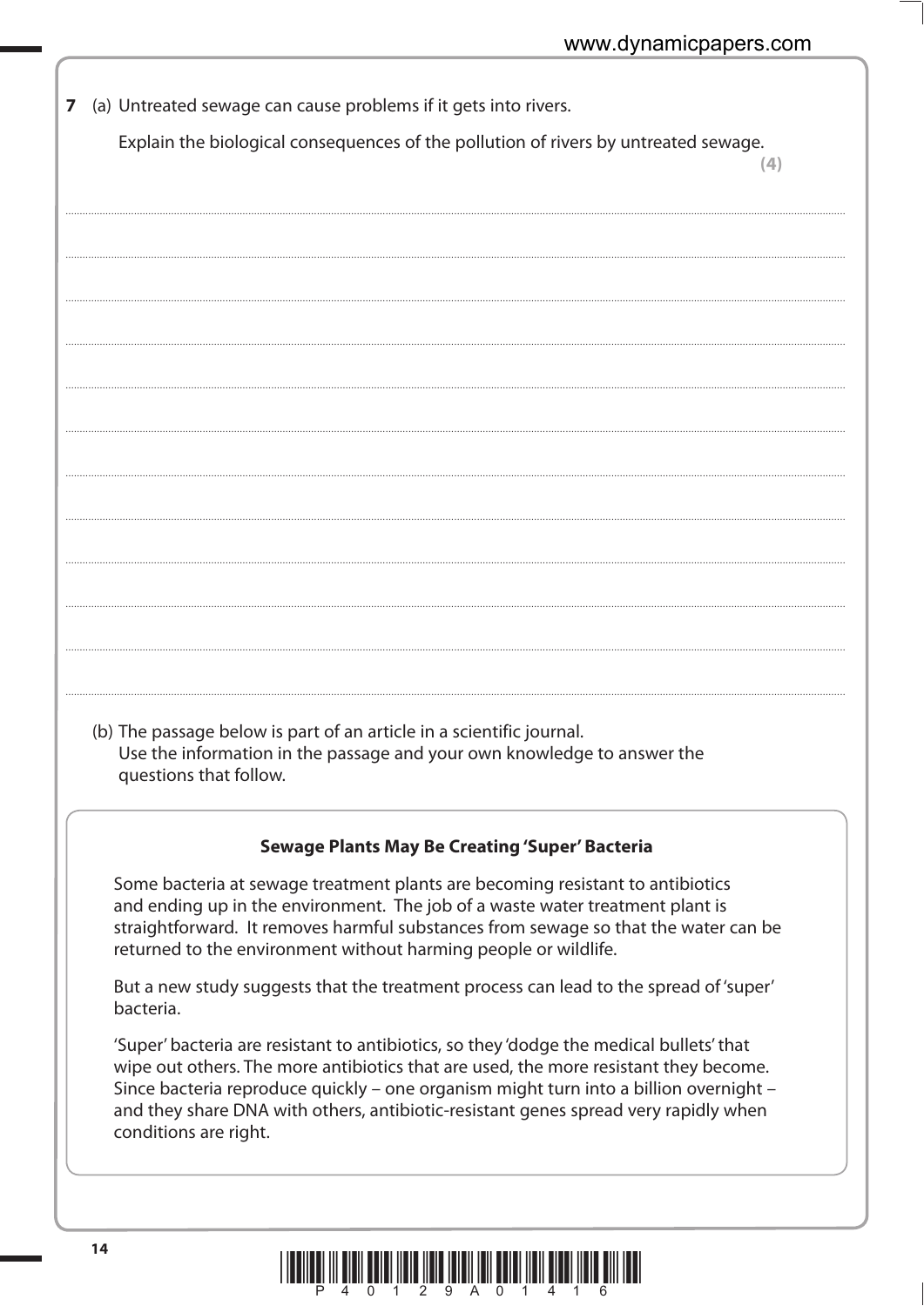**7** (a) Untreated sewage can cause problems if it gets into rivers.

Explain the biological consequences of the pollution of rivers by untreated sewage.

**(4)**

(b) The passage below is part of an article in a scientific journal.
Use the information in the passage and your own knowledge to answer the questions that follow.

**Sewage Plants May Be Creating 'Super' Bacteria**

Some bacteria at sewage treatment plants are becoming resistant to antibiotics and ending up in the environment. The job of a waste water treatment plant is straightforward. It removes harmful substances from sewage so that the water can be returned to the environment without harming people or wildlife.

But a new study suggests that the treatment process can lead to the spread of 'super' bacteria.

'Super' bacteria are resistant to antibiotics, so they 'dodge the medical bullets' that wipe out others. The more antibiotics that are used, the more resistant they become. Since bacteria reproduce quickly – one organism might turn into a billion overnight – and they share DNA with others, antibiotic-resistant genes spread very rapidly when conditions are right.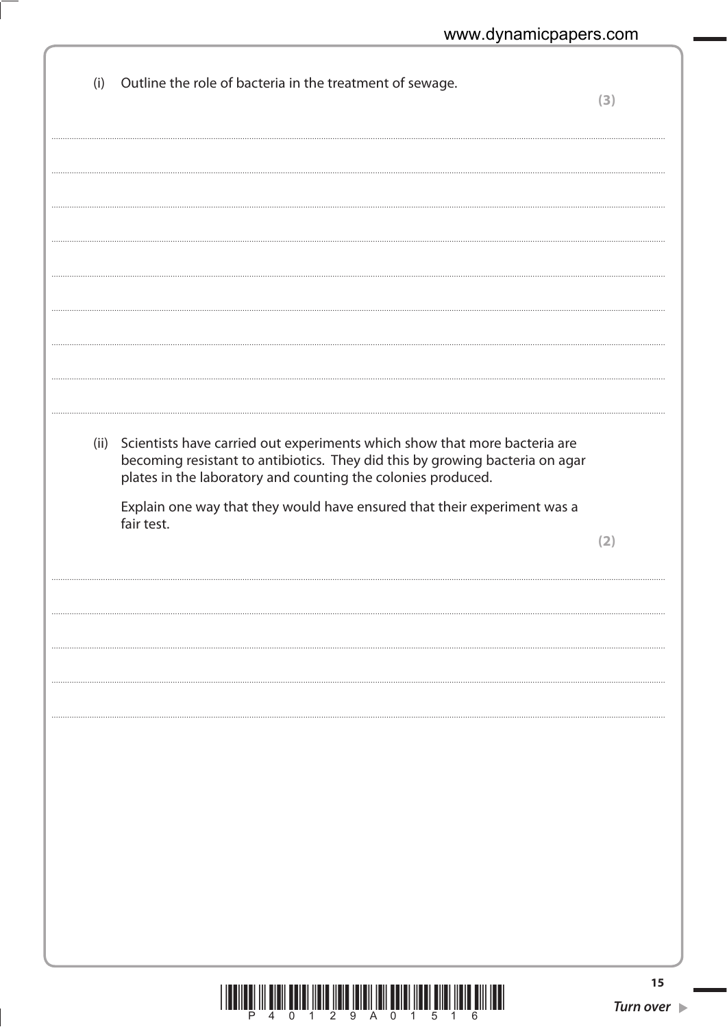(i) Outline the role of bacteria in the treatment of sewage.

**(3)**

.......................................................................................................................................................................................

.......................................................................................................................................................................................

.......................................................................................................................................................................................

.......................................................................................................................................................................................

.......................................................................................................................................................................................

.......................................................................................................................................................................................

.......................................................................................................................................................................................

.......................................................................................................................................................................................

(ii) Scientists have carried out experiments which show that more bacteria are becoming resistant to antibiotics. They did this by growing bacteria on agar plates in the laboratory and counting the colonies produced.

Explain one way that they would have ensured that their experiment was a fair test.

**(2)**

.......................................................................................................................................................................................

.......................................................................................................................................................................................

.......................................................................................................................................................................................

.......................................................................................................................................................................................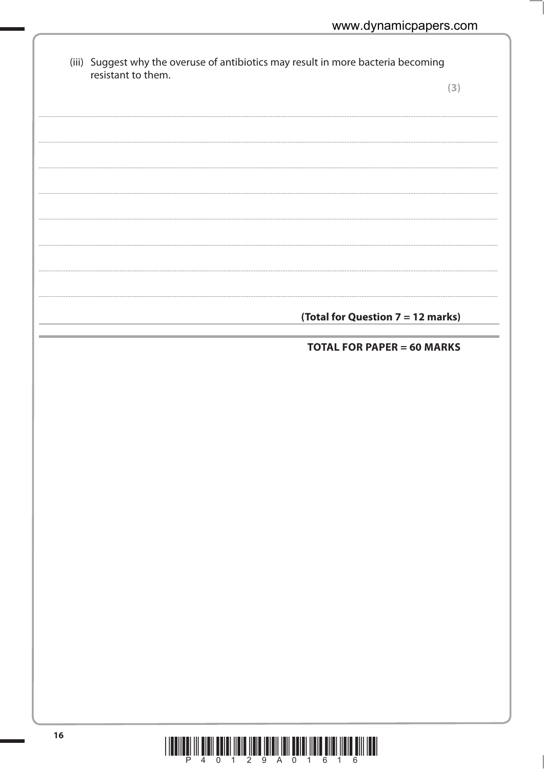(iii) Suggest why the overuse of antibiotics may result in more bacteria becoming resistant to them.

**(3)**

..............................................................................................................................................

..............................................................................................................................................

..............................................................................................................................................

..............................................................................................................................................

..............................................................................................................................................

..............................................................................................................................................

..............................................................................................................................................

..............................................................................................................................................

**(Total for Question 7 = 12 marks)**

**TOTAL FOR PAPER = 60 MARKS**